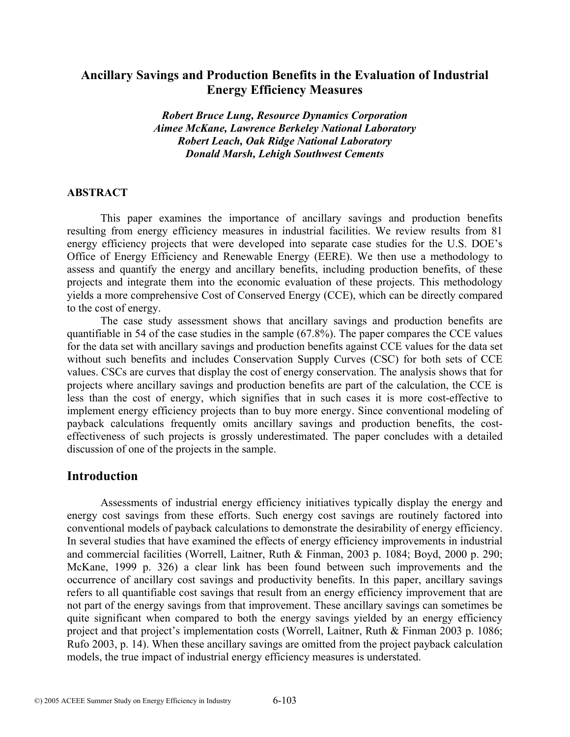# Ancillary Savings and Production Benefits in the Evaluation of Industrial Energy Efficiency Measures

***Robert Bruce Lung, Resource Dynamics Corporation***
***Aimee McKane, Lawrence Berkeley National Laboratory***
***Robert Leach, Oak Ridge National Laboratory***
***Donald Marsh, Lehigh Southwest Cements***

### ABSTRACT

This paper examines the importance of ancillary savings and production benefits resulting from energy efficiency measures in industrial facilities. We review results from 81 energy efficiency projects that were developed into separate case studies for the U.S. DOE's Office of Energy Efficiency and Renewable Energy (EERE). We then use a methodology to assess and quantify the energy and ancillary benefits, including production benefits, of these projects and integrate them into the economic evaluation of these projects. This methodology yields a more comprehensive Cost of Conserved Energy (CCE), which can be directly compared to the cost of energy.

The case study assessment shows that ancillary savings and production benefits are quantifiable in 54 of the case studies in the sample (67.8%). The paper compares the CCE values for the data set with ancillary savings and production benefits against CCE values for the data set without such benefits and includes Conservation Supply Curves (CSC) for both sets of CCE values. CSCs are curves that display the cost of energy conservation. The analysis shows that for projects where ancillary savings and production benefits are part of the calculation, the CCE is less than the cost of energy, which signifies that in such cases it is more cost-effective to implement energy efficiency projects than to buy more energy. Since conventional modeling of payback calculations frequently omits ancillary savings and production benefits, the cost-effectiveness of such projects is grossly underestimated. The paper concludes with a detailed discussion of one of the projects in the sample.

## Introduction

Assessments of industrial energy efficiency initiatives typically display the energy and energy cost savings from these efforts. Such energy cost savings are routinely factored into conventional models of payback calculations to demonstrate the desirability of energy efficiency. In several studies that have examined the effects of energy efficiency improvements in industrial and commercial facilities (Worrell, Laitner, Ruth & Finman, 2003 p. 1084; Boyd, 2000 p. 290; McKane, 1999 p. 326) a clear link has been found between such improvements and the occurrence of ancillary cost savings and productivity benefits. In this paper, ancillary savings refers to all quantifiable cost savings that result from an energy efficiency improvement that are not part of the energy savings from that improvement. These ancillary savings can sometimes be quite significant when compared to both the energy savings yielded by an energy efficiency project and that project's implementation costs (Worrell, Laitner, Ruth & Finman 2003 p. 1086; Rufo 2003, p. 14). When these ancillary savings are omitted from the project payback calculation models, the true impact of industrial energy efficiency measures is understated.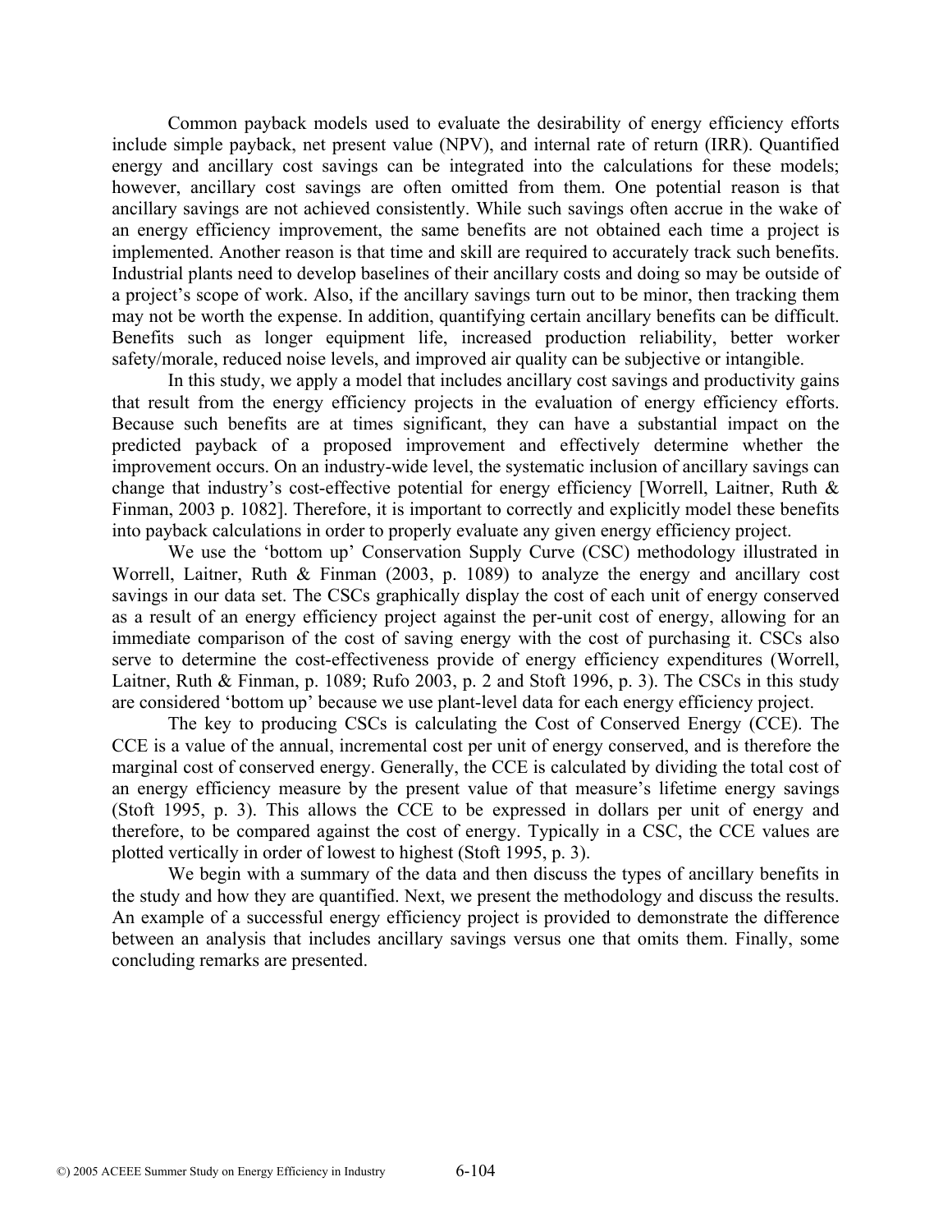Common payback models used to evaluate the desirability of energy efficiency efforts include simple payback, net present value (NPV), and internal rate of return (IRR). Quantified energy and ancillary cost savings can be integrated into the calculations for these models; however, ancillary cost savings are often omitted from them. One potential reason is that ancillary savings are not achieved consistently. While such savings often accrue in the wake of an energy efficiency improvement, the same benefits are not obtained each time a project is implemented. Another reason is that time and skill are required to accurately track such benefits. Industrial plants need to develop baselines of their ancillary costs and doing so may be outside of a project's scope of work. Also, if the ancillary savings turn out to be minor, then tracking them may not be worth the expense. In addition, quantifying certain ancillary benefits can be difficult. Benefits such as longer equipment life, increased production reliability, better worker safety/morale, reduced noise levels, and improved air quality can be subjective or intangible.

In this study, we apply a model that includes ancillary cost savings and productivity gains that result from the energy efficiency projects in the evaluation of energy efficiency efforts. Because such benefits are at times significant, they can have a substantial impact on the predicted payback of a proposed improvement and effectively determine whether the improvement occurs. On an industry-wide level, the systematic inclusion of ancillary savings can change that industry's cost-effective potential for energy efficiency [Worrell, Laitner, Ruth & Finman, 2003 p. 1082]. Therefore, it is important to correctly and explicitly model these benefits into payback calculations in order to properly evaluate any given energy efficiency project.

We use the 'bottom up' Conservation Supply Curve (CSC) methodology illustrated in Worrell, Laitner, Ruth & Finman (2003, p. 1089) to analyze the energy and ancillary cost savings in our data set. The CSCs graphically display the cost of each unit of energy conserved as a result of an energy efficiency project against the per-unit cost of energy, allowing for an immediate comparison of the cost of saving energy with the cost of purchasing it. CSCs also serve to determine the cost-effectiveness provide of energy efficiency expenditures (Worrell, Laitner, Ruth & Finman, p. 1089; Rufo 2003, p. 2 and Stoft 1996, p. 3). The CSCs in this study are considered 'bottom up' because we use plant-level data for each energy efficiency project.

The key to producing CSCs is calculating the Cost of Conserved Energy (CCE). The CCE is a value of the annual, incremental cost per unit of energy conserved, and is therefore the marginal cost of conserved energy. Generally, the CCE is calculated by dividing the total cost of an energy efficiency measure by the present value of that measure's lifetime energy savings (Stoft 1995, p. 3). This allows the CCE to be expressed in dollars per unit of energy and therefore, to be compared against the cost of energy. Typically in a CSC, the CCE values are plotted vertically in order of lowest to highest (Stoft 1995, p. 3).

We begin with a summary of the data and then discuss the types of ancillary benefits in the study and how they are quantified. Next, we present the methodology and discuss the results. An example of a successful energy efficiency project is provided to demonstrate the difference between an analysis that includes ancillary savings versus one that omits them. Finally, some concluding remarks are presented.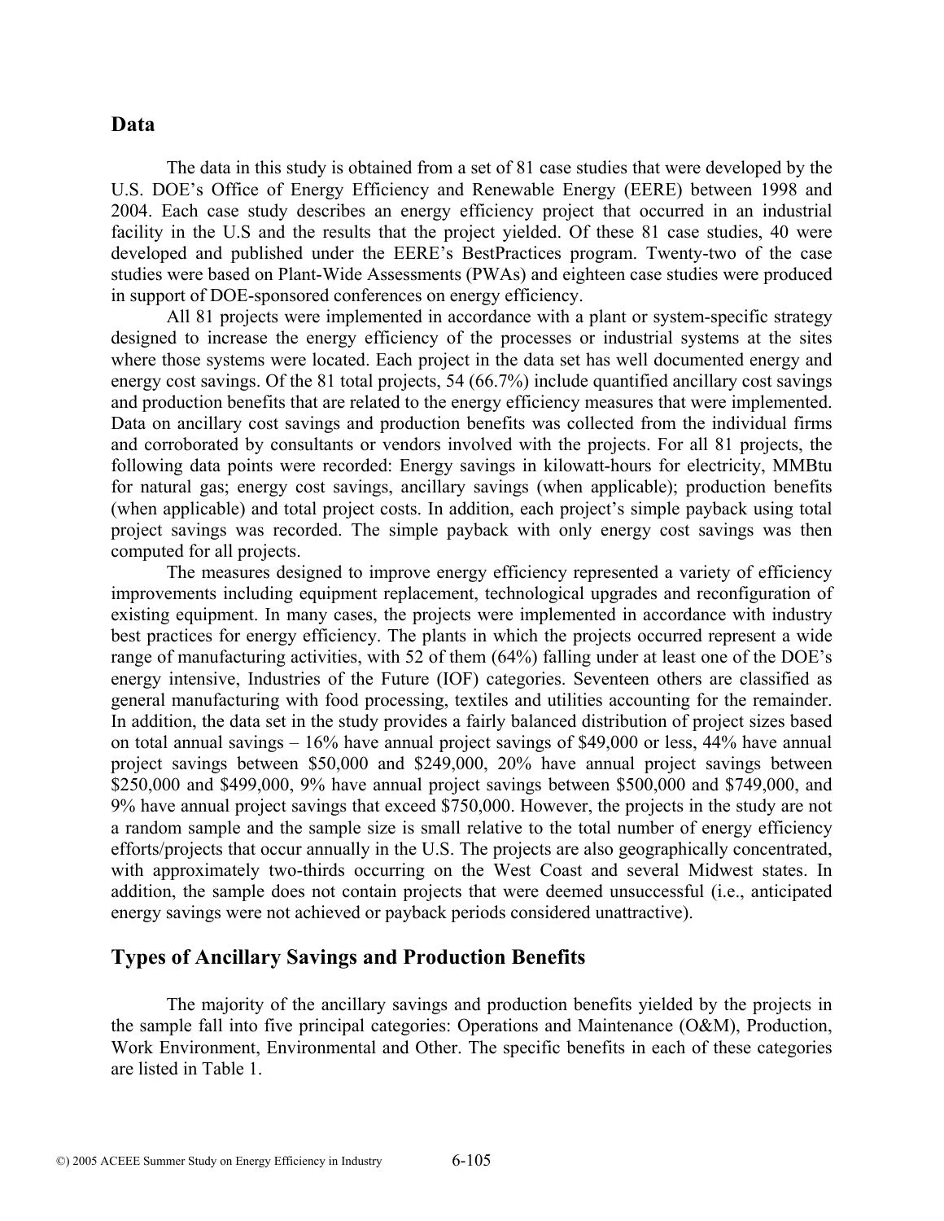## Data

The data in this study is obtained from a set of 81 case studies that were developed by the U.S. DOE's Office of Energy Efficiency and Renewable Energy (EERE) between 1998 and 2004. Each case study describes an energy efficiency project that occurred in an industrial facility in the U.S and the results that the project yielded. Of these 81 case studies, 40 were developed and published under the EERE's BestPractices program. Twenty-two of the case studies were based on Plant-Wide Assessments (PWAs) and eighteen case studies were produced in support of DOE-sponsored conferences on energy efficiency.

All 81 projects were implemented in accordance with a plant or system-specific strategy designed to increase the energy efficiency of the processes or industrial systems at the sites where those systems were located. Each project in the data set has well documented energy and energy cost savings. Of the 81 total projects, 54 (66.7%) include quantified ancillary cost savings and production benefits that are related to the energy efficiency measures that were implemented. Data on ancillary cost savings and production benefits was collected from the individual firms and corroborated by consultants or vendors involved with the projects. For all 81 projects, the following data points were recorded: Energy savings in kilowatt-hours for electricity, MMBtu for natural gas; energy cost savings, ancillary savings (when applicable); production benefits (when applicable) and total project costs. In addition, each project's simple payback using total project savings was recorded. The simple payback with only energy cost savings was then computed for all projects.

The measures designed to improve energy efficiency represented a variety of efficiency improvements including equipment replacement, technological upgrades and reconfiguration of existing equipment. In many cases, the projects were implemented in accordance with industry best practices for energy efficiency. The plants in which the projects occurred represent a wide range of manufacturing activities, with 52 of them (64%) falling under at least one of the DOE's energy intensive, Industries of the Future (IOF) categories. Seventeen others are classified as general manufacturing with food processing, textiles and utilities accounting for the remainder. In addition, the data set in the study provides a fairly balanced distribution of project sizes based on total annual savings – 16% have annual project savings of $49,000 or less, 44% have annual project savings between $50,000 and $249,000, 20% have annual project savings between $250,000 and $499,000, 9% have annual project savings between $500,000 and $749,000, and 9% have annual project savings that exceed $750,000. However, the projects in the study are not a random sample and the sample size is small relative to the total number of energy efficiency efforts/projects that occur annually in the U.S. The projects are also geographically concentrated, with approximately two-thirds occurring on the West Coast and several Midwest states. In addition, the sample does not contain projects that were deemed unsuccessful (i.e., anticipated energy savings were not achieved or payback periods considered unattractive).

## Types of Ancillary Savings and Production Benefits

The majority of the ancillary savings and production benefits yielded by the projects in the sample fall into five principal categories: Operations and Maintenance (O&M), Production, Work Environment, Environmental and Other. The specific benefits in each of these categories are listed in Table 1.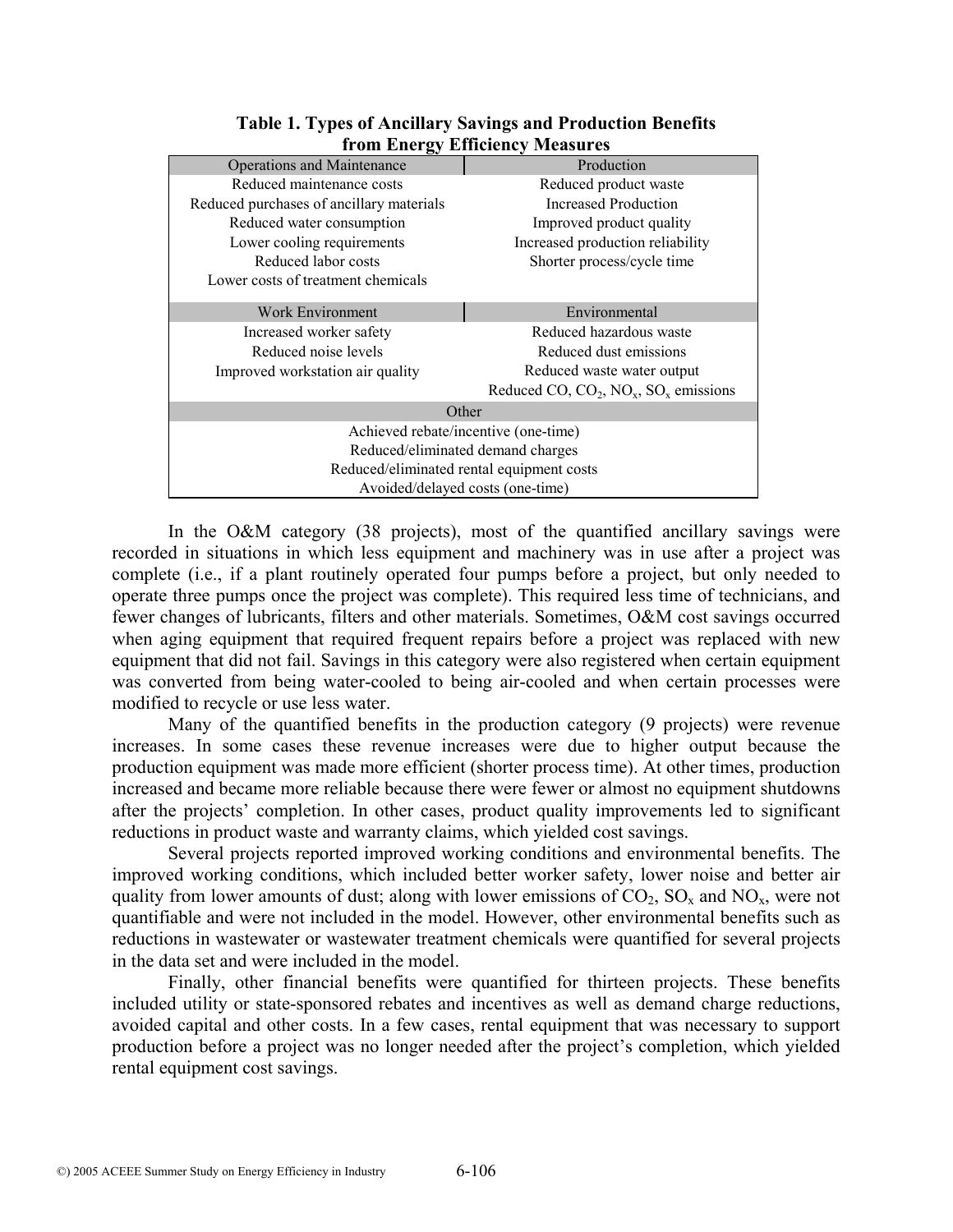**Table 1. Types of Ancillary Savings and Production Benefits from Energy Efficiency Measures**

| Operations and Maintenance | Production |
|---|---|
| Reduced maintenance costs | Reduced product waste |
| Reduced purchases of ancillary materials | Increased Production |
| Reduced water consumption | Improved product quality |
| Lower cooling requirements | Increased production reliability |
| Reduced labor costs | Shorter process/cycle time |
| Lower costs of treatment chemicals | |
| **Work Environment** | **Environmental** |
| Increased worker safety | Reduced hazardous waste |
| Reduced noise levels | Reduced dust emissions |
| Improved workstation air quality | Reduced waste water output |
| | Reduced CO, $CO_2$, $NO_x$, $SO_x$ emissions |
| **Other** | |
| Achieved rebate/incentive (one-time) | |
| Reduced/eliminated demand charges | |
| Reduced/eliminated rental equipment costs | |
| Avoided/delayed costs (one-time) | |

In the O&M category (38 projects), most of the quantified ancillary savings were recorded in situations in which less equipment and machinery was in use after a project was complete (i.e., if a plant routinely operated four pumps before a project, but only needed to operate three pumps once the project was complete). This required less time of technicians, and fewer changes of lubricants, filters and other materials. Sometimes, O&M cost savings occurred when aging equipment that required frequent repairs before a project was replaced with new equipment that did not fail. Savings in this category were also registered when certain equipment was converted from being water-cooled to being air-cooled and when certain processes were modified to recycle or use less water.

Many of the quantified benefits in the production category (9 projects) were revenue increases. In some cases these revenue increases were due to higher output because the production equipment was made more efficient (shorter process time). At other times, production increased and became more reliable because there were fewer or almost no equipment shutdowns after the projects' completion. In other cases, product quality improvements led to significant reductions in product waste and warranty claims, which yielded cost savings.

Several projects reported improved working conditions and environmental benefits. The improved working conditions, which included better worker safety, lower noise and better air quality from lower amounts of dust; along with lower emissions of $CO_2$, $SO_x$ and $NO_x$, were not quantifiable and were not included in the model. However, other environmental benefits such as reductions in wastewater or wastewater treatment chemicals were quantified for several projects in the data set and were included in the model.

Finally, other financial benefits were quantified for thirteen projects. These benefits included utility or state-sponsored rebates and incentives as well as demand charge reductions, avoided capital and other costs. In a few cases, rental equipment that was necessary to support production before a project was no longer needed after the project's completion, which yielded rental equipment cost savings.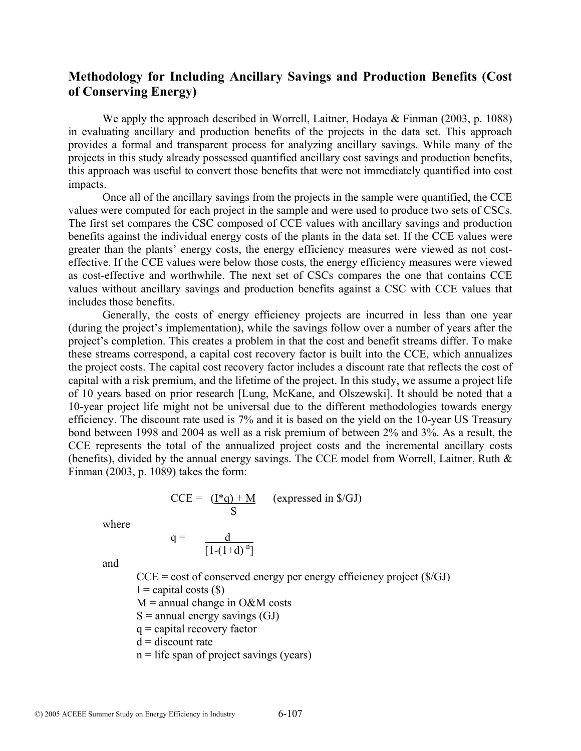## Methodology for Including Ancillary Savings and Production Benefits (Cost of Conserving Energy)

We apply the approach described in Worrell, Laitner, Hodaya & Finman (2003, p. 1088) in evaluating ancillary and production benefits of the projects in the data set. This approach provides a formal and transparent process for analyzing ancillary savings. While many of the projects in this study already possessed quantified ancillary cost savings and production benefits, this approach was useful to convert those benefits that were not immediately quantified into cost impacts.

Once all of the ancillary savings from the projects in the sample were quantified, the CCE values were computed for each project in the sample and were used to produce two sets of CSCs. The first set compares the CSC composed of CCE values with ancillary savings and production benefits against the individual energy costs of the plants in the data set. If the CCE values were greater than the plants' energy costs, the energy efficiency measures were viewed as not cost-effective. If the CCE values were below those costs, the energy efficiency measures were viewed as cost-effective and worthwhile. The next set of CSCs compares the one that contains CCE values without ancillary savings and production benefits against a CSC with CCE values that includes those benefits.

Generally, the costs of energy efficiency projects are incurred in less than one year (during the project's implementation), while the savings follow over a number of years after the project's completion. This creates a problem in that the cost and benefit streams differ. To make these streams correspond, a capital cost recovery factor is built into the CCE, which annualizes the project costs. The capital cost recovery factor includes a discount rate that reflects the cost of capital with a risk premium, and the lifetime of the project. In this study, we assume a project life of 10 years based on prior research [Lung, McKane, and Olszewski]. It should be noted that a 10-year project life might not be universal due to the different methodologies towards energy efficiency. The discount rate used is 7% and it is based on the yield on the 10-year US Treasury bond between 1998 and 2004 as well as a risk premium of between 2% and 3%. As a result, the CCE represents the total of the annualized project costs and the incremental ancillary costs (benefits), divided by the annual energy savings. The CCE model from Worrell, Laitner, Ruth & Finman (2003, p. 1089) takes the form:

$$CCE = \frac{(I*q) + M}{S} \quad \text{(expressed in \$/GJ)}$$

where

$$q = \frac{d}{[1-(1+d)^{-n}]}$$

and

- CCE = cost of conserved energy per energy efficiency project (\$/GJ)
- I = capital costs (\$)
- M = annual change in O&M costs
- S = annual energy savings (GJ)
- q = capital recovery factor
- d = discount rate
- n = life span of project savings (years)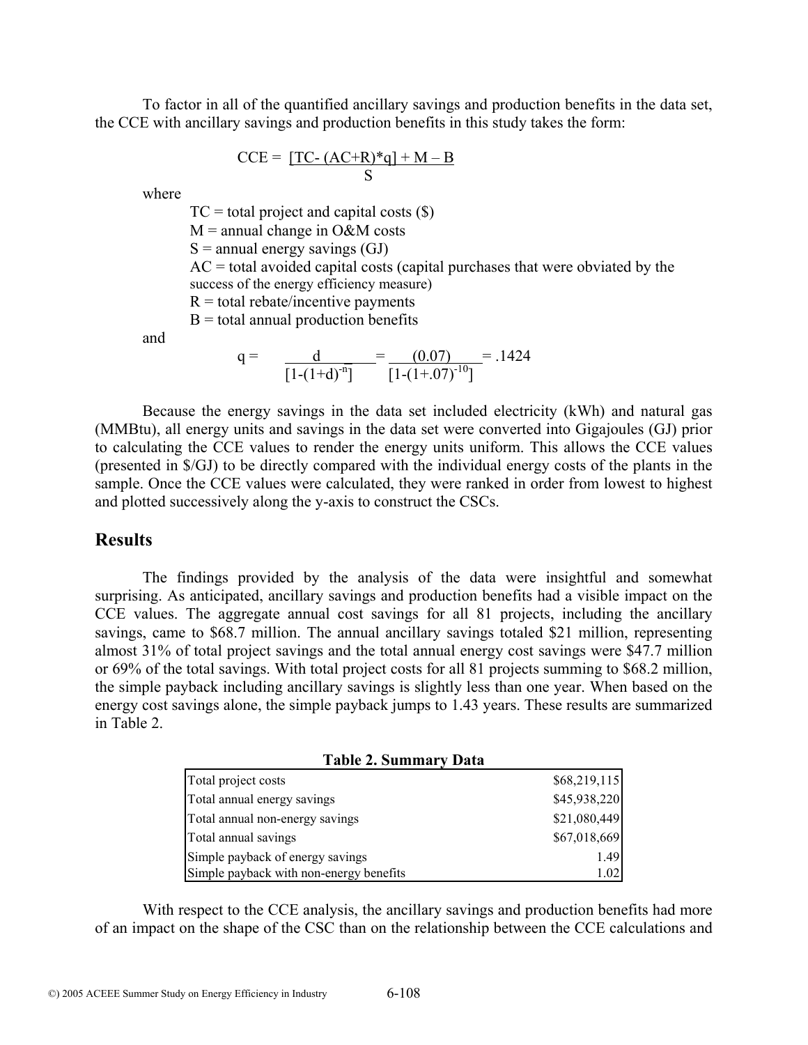To factor in all of the quantified ancillary savings and production benefits in the data set, the CCE with ancillary savings and production benefits in this study takes the form:

$$CCE = \frac{[TC - (AC+R)*q] + M - B}{S}$$

where

TC = total project and capital costs ($)
M = annual change in O&M costs
S = annual energy savings (GJ)
AC = total avoided capital costs (capital purchases that were obviated by the success of the energy efficiency measure)
R = total rebate/incentive payments
B = total annual production benefits

and

$$q = \frac{d}{[1-(1+d)^{-n}]} = \frac{(0.07)}{[1-(1+.07)^{-10}]} = .1424$$

Because the energy savings in the data set included electricity (kWh) and natural gas (MMBtu), all energy units and savings in the data set were converted into Gigajoules (GJ) prior to calculating the CCE values to render the energy units uniform. This allows the CCE values (presented in $/GJ) to be directly compared with the individual energy costs of the plants in the sample. Once the CCE values were calculated, they were ranked in order from lowest to highest and plotted successively along the y-axis to construct the CSCs.

## Results

The findings provided by the analysis of the data were insightful and somewhat surprising. As anticipated, ancillary savings and production benefits had a visible impact on the CCE values. The aggregate annual cost savings for all 81 projects, including the ancillary savings, came to $68.7 million. The annual ancillary savings totaled $21 million, representing almost 31% of total project savings and the total annual energy cost savings were $47.7 million or 69% of the total savings. With total project costs for all 81 projects summing to $68.2 million, the simple payback including ancillary savings is slightly less than one year. When based on the energy cost savings alone, the simple payback jumps to 1.43 years. These results are summarized in Table 2.

**Table 2. Summary Data**

| | |
|---|---|
| Total project costs | $68,219,115 |
| Total annual energy savings | $45,938,220 |
| Total annual non-energy savings | $21,080,449 |
| Total annual savings | $67,018,669 |
| Simple payback of energy savings | 1.49 |
| Simple payback with non-energy benefits | 1.02 |

With respect to the CCE analysis, the ancillary savings and production benefits had more of an impact on the shape of the CSC than on the relationship between the CCE calculations and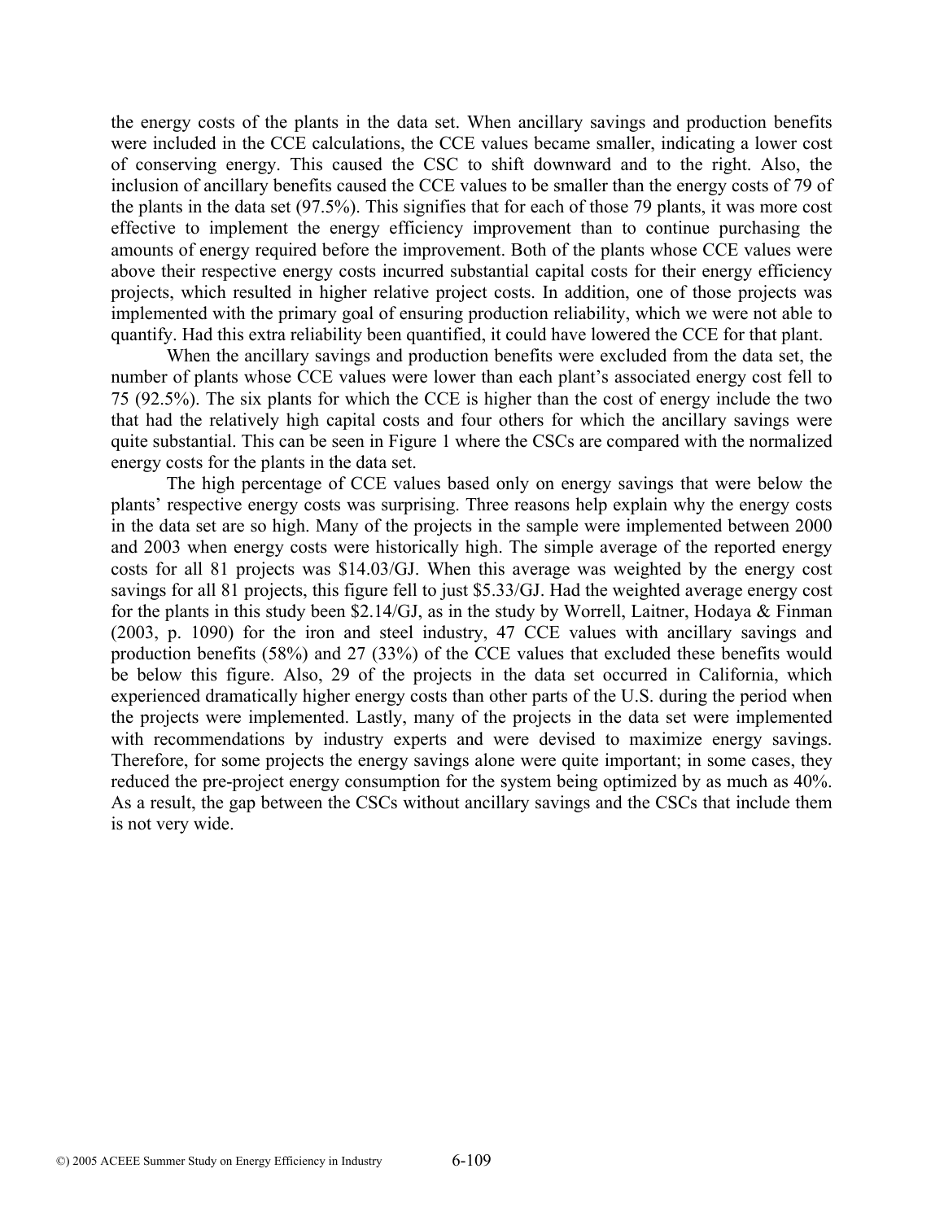the energy costs of the plants in the data set. When ancillary savings and production benefits were included in the CCE calculations, the CCE values became smaller, indicating a lower cost of conserving energy. This caused the CSC to shift downward and to the right. Also, the inclusion of ancillary benefits caused the CCE values to be smaller than the energy costs of 79 of the plants in the data set (97.5%). This signifies that for each of those 79 plants, it was more cost effective to implement the energy efficiency improvement than to continue purchasing the amounts of energy required before the improvement. Both of the plants whose CCE values were above their respective energy costs incurred substantial capital costs for their energy efficiency projects, which resulted in higher relative project costs. In addition, one of those projects was implemented with the primary goal of ensuring production reliability, which we were not able to quantify. Had this extra reliability been quantified, it could have lowered the CCE for that plant.

When the ancillary savings and production benefits were excluded from the data set, the number of plants whose CCE values were lower than each plant's associated energy cost fell to 75 (92.5%). The six plants for which the CCE is higher than the cost of energy include the two that had the relatively high capital costs and four others for which the ancillary savings were quite substantial. This can be seen in Figure 1 where the CSCs are compared with the normalized energy costs for the plants in the data set.

The high percentage of CCE values based only on energy savings that were below the plants' respective energy costs was surprising. Three reasons help explain why the energy costs in the data set are so high. Many of the projects in the sample were implemented between 2000 and 2003 when energy costs were historically high. The simple average of the reported energy costs for all 81 projects was $14.03/GJ. When this average was weighted by the energy cost savings for all 81 projects, this figure fell to just $5.33/GJ. Had the weighted average energy cost for the plants in this study been $2.14/GJ, as in the study by Worrell, Laitner, Hodaya & Finman (2003, p. 1090) for the iron and steel industry, 47 CCE values with ancillary savings and production benefits (58%) and 27 (33%) of the CCE values that excluded these benefits would be below this figure. Also, 29 of the projects in the data set occurred in California, which experienced dramatically higher energy costs than other parts of the U.S. during the period when the projects were implemented. Lastly, many of the projects in the data set were implemented with recommendations by industry experts and were devised to maximize energy savings. Therefore, for some projects the energy savings alone were quite important; in some cases, they reduced the pre-project energy consumption for the system being optimized by as much as 40%. As a result, the gap between the CSCs without ancillary savings and the CSCs that include them is not very wide.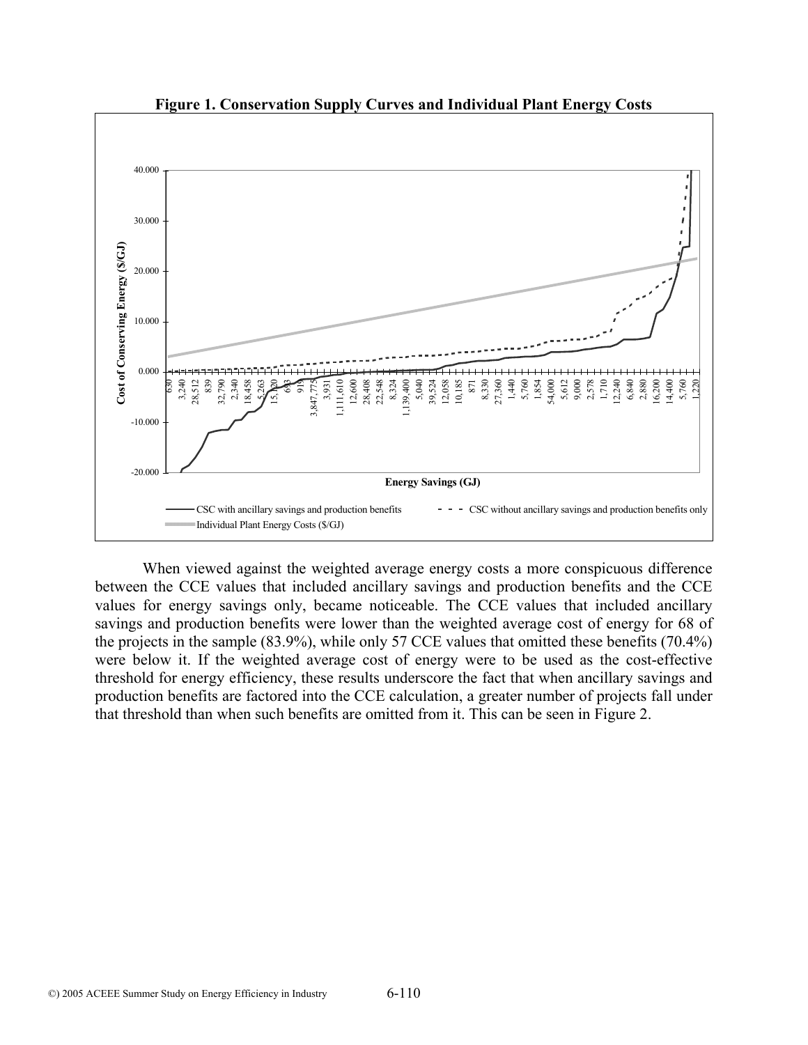**Figure 1. Conservation Supply Curves and Individual Plant Energy Costs**

When viewed against the weighted average energy costs a more conspicuous difference between the CCE values that included ancillary savings and production benefits and the CCE values for energy savings only, became noticeable. The CCE values that included ancillary savings and production benefits were lower than the weighted average cost of energy for 68 of the projects in the sample (83.9%), while only 57 CCE values that omitted these benefits (70.4%) were below it. If the weighted average cost of energy were to be used as the cost-effective threshold for energy efficiency, these results underscore the fact that when ancillary savings and production benefits are factored into the CCE calculation, a greater number of projects fall under that threshold than when such benefits are omitted from it. This can be seen in Figure 2.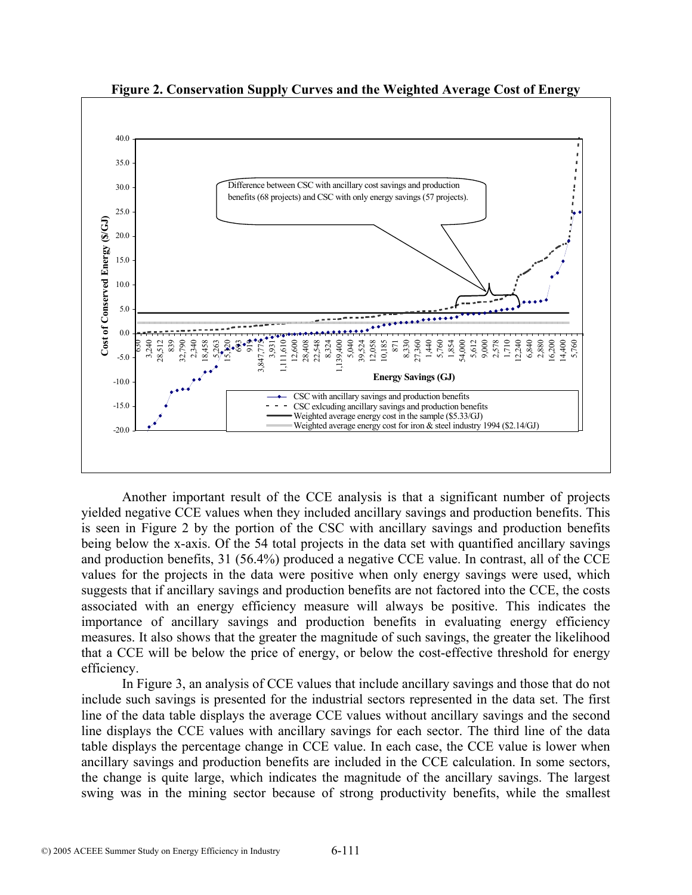**Figure 2. Conservation Supply Curves and the Weighted Average Cost of Energy**

Another important result of the CCE analysis is that a significant number of projects yielded negative CCE values when they included ancillary savings and production benefits. This is seen in Figure 2 by the portion of the CSC with ancillary savings and production benefits being below the x-axis. Of the 54 total projects in the data set with quantified ancillary savings and production benefits, 31 (56.4%) produced a negative CCE value. In contrast, all of the CCE values for the projects in the data were positive when only energy savings were used, which suggests that if ancillary savings and production benefits are not factored into the CCE, the costs associated with an energy efficiency measure will always be positive. This indicates the importance of ancillary savings and production benefits in evaluating energy efficiency measures. It also shows that the greater the magnitude of such savings, the greater the likelihood that a CCE will be below the price of energy, or below the cost-effective threshold for energy efficiency.

In Figure 3, an analysis of CCE values that include ancillary savings and those that do not include such savings is presented for the industrial sectors represented in the data set. The first line of the data table displays the average CCE values without ancillary savings and the second line displays the CCE values with ancillary savings for each sector. The third line of the data table displays the percentage change in CCE value. In each case, the CCE value is lower when ancillary savings and production benefits are included in the CCE calculation. In some sectors, the change is quite large, which indicates the magnitude of the ancillary savings. The largest swing was in the mining sector because of strong productivity benefits, while the smallest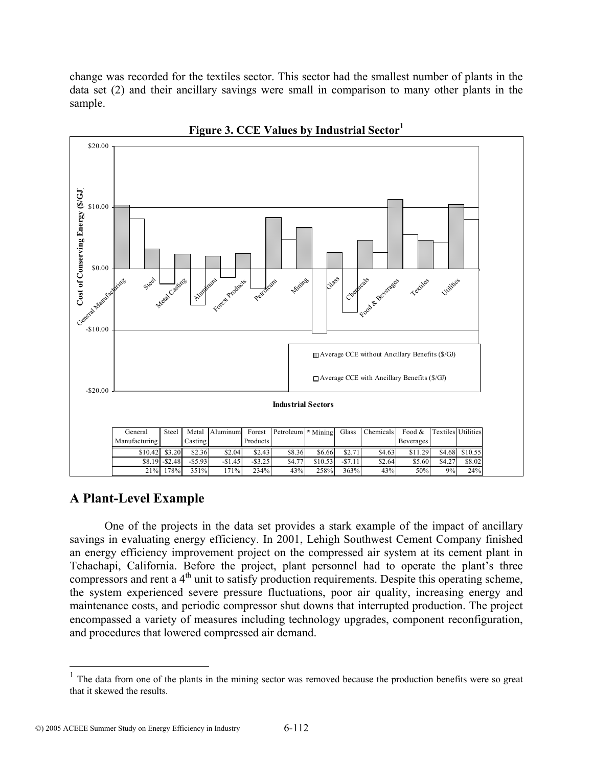change was recorded for the textiles sector. This sector had the smallest number of plants in the data set (2) and their ancillary savings were small in comparison to many other plants in the sample.

**Figure 3. CCE Values by Industrial Sector**[1]

| General Manufacturing | Steel | Metal Casting | Aluminum | Forest Products | Petroleum | * Mining | Glass | Chemicals | Food & Beverages | Textiles | Utilities |
|---|---|---|---|---|---|---|---|---|---|---|---|
| $10.42 | $3.20 | $2.36 | $2.04 | $2.43 | $8.36 | $6.66 | $2.71 | $4.63 | $11.29 | $4.68 | $10.55 |
| $8.19 | -$2.48 | -$5.93 | -$1.45 | -$3.25 | $4.77 | $10.53 | -$7.11 | $2.64 | $5.60 | $4.27 | $8.02 |
| 21% | 178% | 351% | 171% | 234% | 43% | 258% | 363% | 43% | 50% | 9% | 24% |

## A Plant-Level Example

One of the projects in the data set provides a stark example of the impact of ancillary savings in evaluating energy efficiency. In 2001, Lehigh Southwest Cement Company finished an energy efficiency improvement project on the compressed air system at its cement plant in Tehachapi, California. Before the project, plant personnel had to operate the plant's three compressors and rent a 4th unit to satisfy production requirements. Despite this operating scheme, the system experienced severe pressure fluctuations, poor air quality, increasing energy and maintenance costs, and periodic compressor shut downs that interrupted production. The project encompassed a variety of measures including technology upgrades, component reconfiguration, and procedures that lowered compressed air demand.

[1] The data from one of the plants in the mining sector was removed because the production benefits were so great that it skewed the results.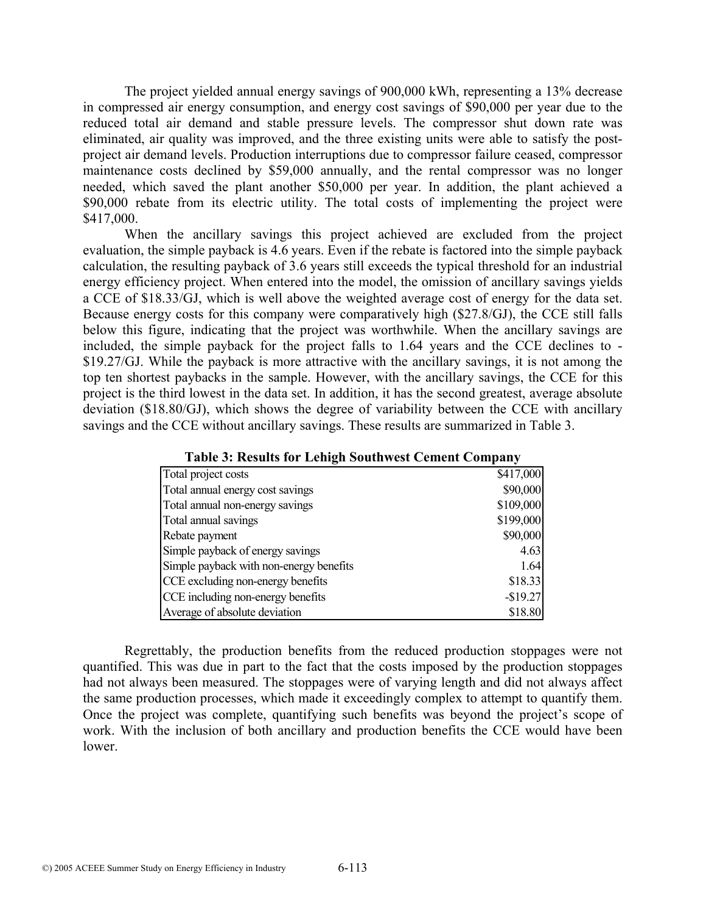The project yielded annual energy savings of 900,000 kWh, representing a 13% decrease in compressed air energy consumption, and energy cost savings of $90,000 per year due to the reduced total air demand and stable pressure levels. The compressor shut down rate was eliminated, air quality was improved, and the three existing units were able to satisfy the post-project air demand levels. Production interruptions due to compressor failure ceased, compressor maintenance costs declined by $59,000 annually, and the rental compressor was no longer needed, which saved the plant another $50,000 per year. In addition, the plant achieved a $90,000 rebate from its electric utility. The total costs of implementing the project were $417,000.

When the ancillary savings this project achieved are excluded from the project evaluation, the simple payback is 4.6 years. Even if the rebate is factored into the simple payback calculation, the resulting payback of 3.6 years still exceeds the typical threshold for an industrial energy efficiency project. When entered into the model, the omission of ancillary savings yields a CCE of $18.33/GJ, which is well above the weighted average cost of energy for the data set. Because energy costs for this company were comparatively high ($27.8/GJ), the CCE still falls below this figure, indicating that the project was worthwhile. When the ancillary savings are included, the simple payback for the project falls to 1.64 years and the CCE declines to -$19.27/GJ. While the payback is more attractive with the ancillary savings, it is not among the top ten shortest paybacks in the sample. However, with the ancillary savings, the CCE for this project is the third lowest in the data set. In addition, it has the second greatest, average absolute deviation ($18.80/GJ), which shows the degree of variability between the CCE with ancillary savings and the CCE without ancillary savings. These results are summarized in Table 3.

**Table 3: Results for Lehigh Southwest Cement Company**

| | |
|---|---:|
| Total project costs | $417,000 |
| Total annual energy cost savings | $90,000 |
| Total annual non-energy savings | $109,000 |
| Total annual savings | $199,000 |
| Rebate payment | $90,000 |
| Simple payback of energy savings | 4.63 |
| Simple payback with non-energy benefits | 1.64 |
| CCE excluding non-energy benefits | $18.33 |
| CCE including non-energy benefits | -$19.27 |
| Average of absolute deviation | $18.80 |

Regrettably, the production benefits from the reduced production stoppages were not quantified. This was due in part to the fact that the costs imposed by the production stoppages had not always been measured. The stoppages were of varying length and did not always affect the same production processes, which made it exceedingly complex to attempt to quantify them. Once the project was complete, quantifying such benefits was beyond the project's scope of work. With the inclusion of both ancillary and production benefits the CCE would have been lower.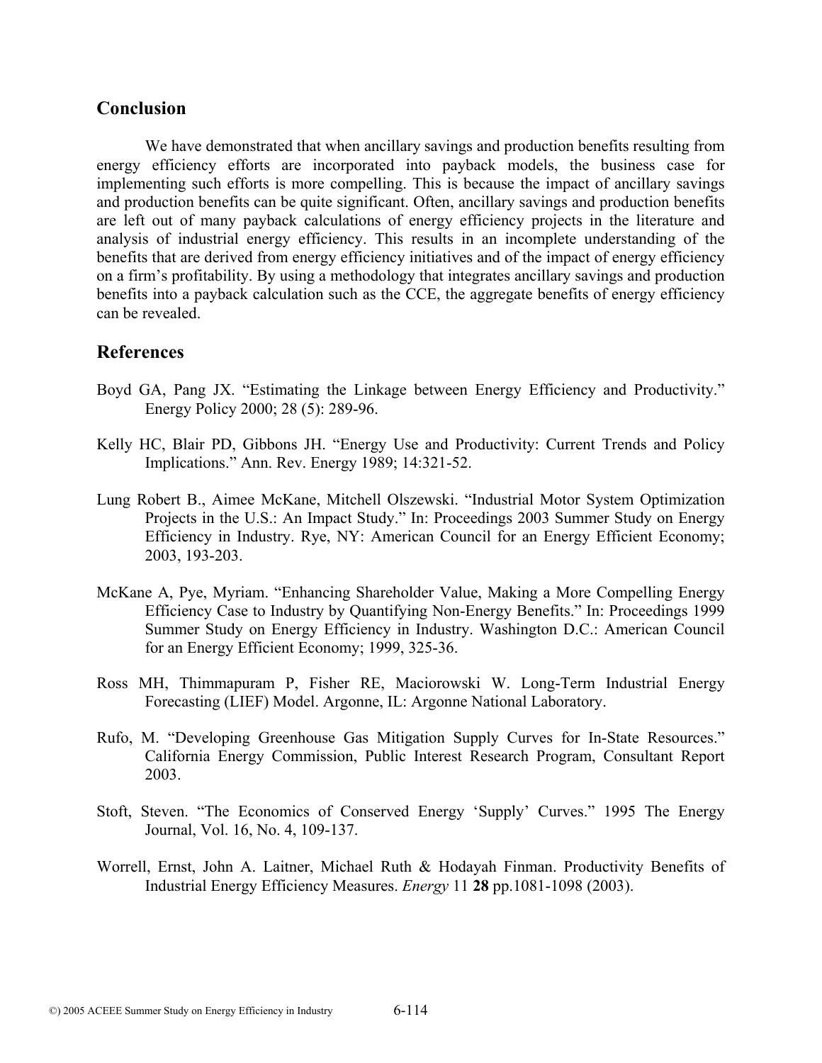## Conclusion

We have demonstrated that when ancillary savings and production benefits resulting from energy efficiency efforts are incorporated into payback models, the business case for implementing such efforts is more compelling. This is because the impact of ancillary savings and production benefits can be quite significant. Often, ancillary savings and production benefits are left out of many payback calculations of energy efficiency projects in the literature and analysis of industrial energy efficiency. This results in an incomplete understanding of the benefits that are derived from energy efficiency initiatives and of the impact of energy efficiency on a firm's profitability. By using a methodology that integrates ancillary savings and production benefits into a payback calculation such as the CCE, the aggregate benefits of energy efficiency can be revealed.

## References

Boyd GA, Pang JX. "Estimating the Linkage between Energy Efficiency and Productivity." Energy Policy 2000; 28 (5): 289-96.

Kelly HC, Blair PD, Gibbons JH. "Energy Use and Productivity: Current Trends and Policy Implications." Ann. Rev. Energy 1989; 14:321-52.

Lung Robert B., Aimee McKane, Mitchell Olszewski. "Industrial Motor System Optimization Projects in the U.S.: An Impact Study." In: Proceedings 2003 Summer Study on Energy Efficiency in Industry. Rye, NY: American Council for an Energy Efficient Economy; 2003, 193-203.

McKane A, Pye, Myriam. "Enhancing Shareholder Value, Making a More Compelling Energy Efficiency Case to Industry by Quantifying Non-Energy Benefits." In: Proceedings 1999 Summer Study on Energy Efficiency in Industry. Washington D.C.: American Council for an Energy Efficient Economy; 1999, 325-36.

Ross MH, Thimmapuram P, Fisher RE, Maciorowski W. Long-Term Industrial Energy Forecasting (LIEF) Model. Argonne, IL: Argonne National Laboratory.

Rufo, M. "Developing Greenhouse Gas Mitigation Supply Curves for In-State Resources." California Energy Commission, Public Interest Research Program, Consultant Report 2003.

Stoft, Steven. "The Economics of Conserved Energy 'Supply' Curves." 1995 The Energy Journal, Vol. 16, No. 4, 109-137.

Worrell, Ernst, John A. Laitner, Michael Ruth & Hodayah Finman. Productivity Benefits of Industrial Energy Efficiency Measures. *Energy* 11 **28** pp.1081-1098 (2003).